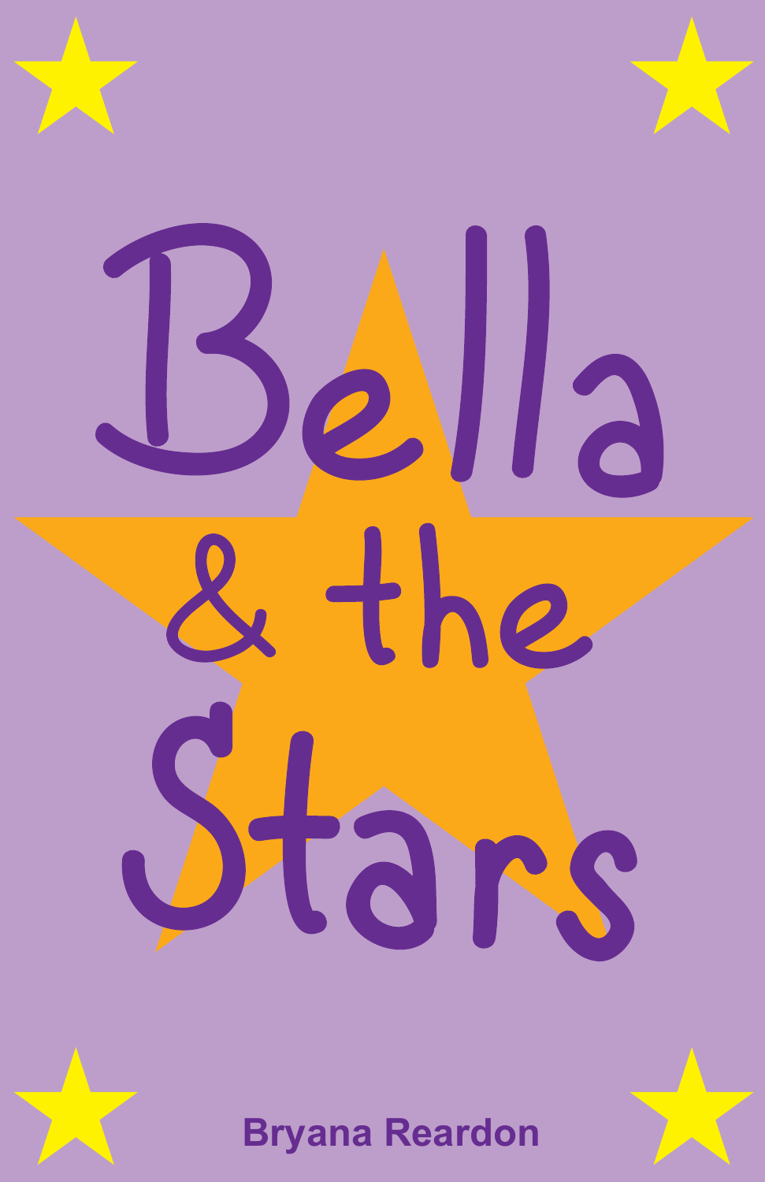# Bella & the Stars

Bryana Reardon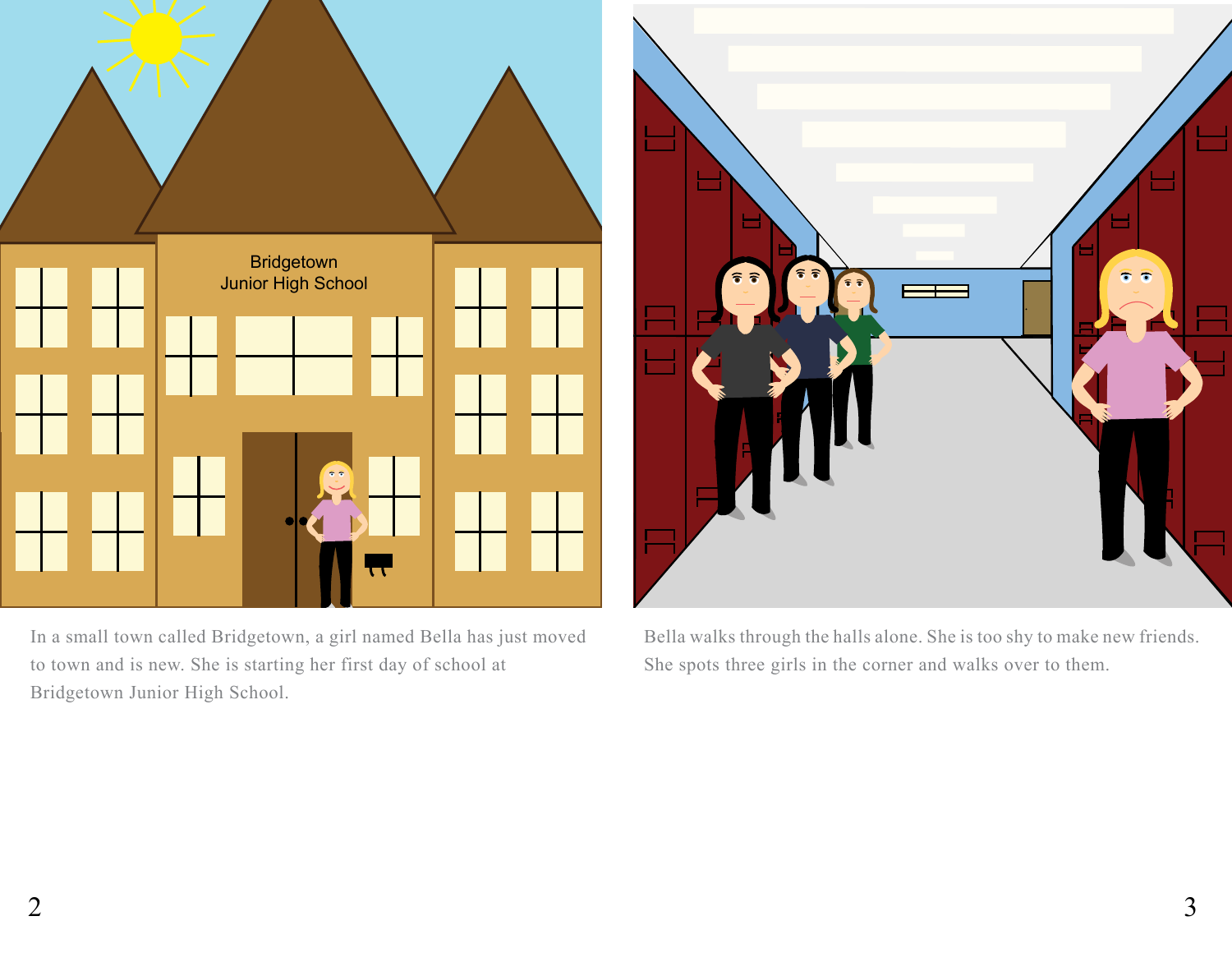In a small town called Bridgetown, a girl named Bella has just moved to town and is new. She is starting her first day of school at Bridgetown Junior High School.

Bella walks through the halls alone. She is too shy to make new friends. She spots three girls in the corner and walks over to them.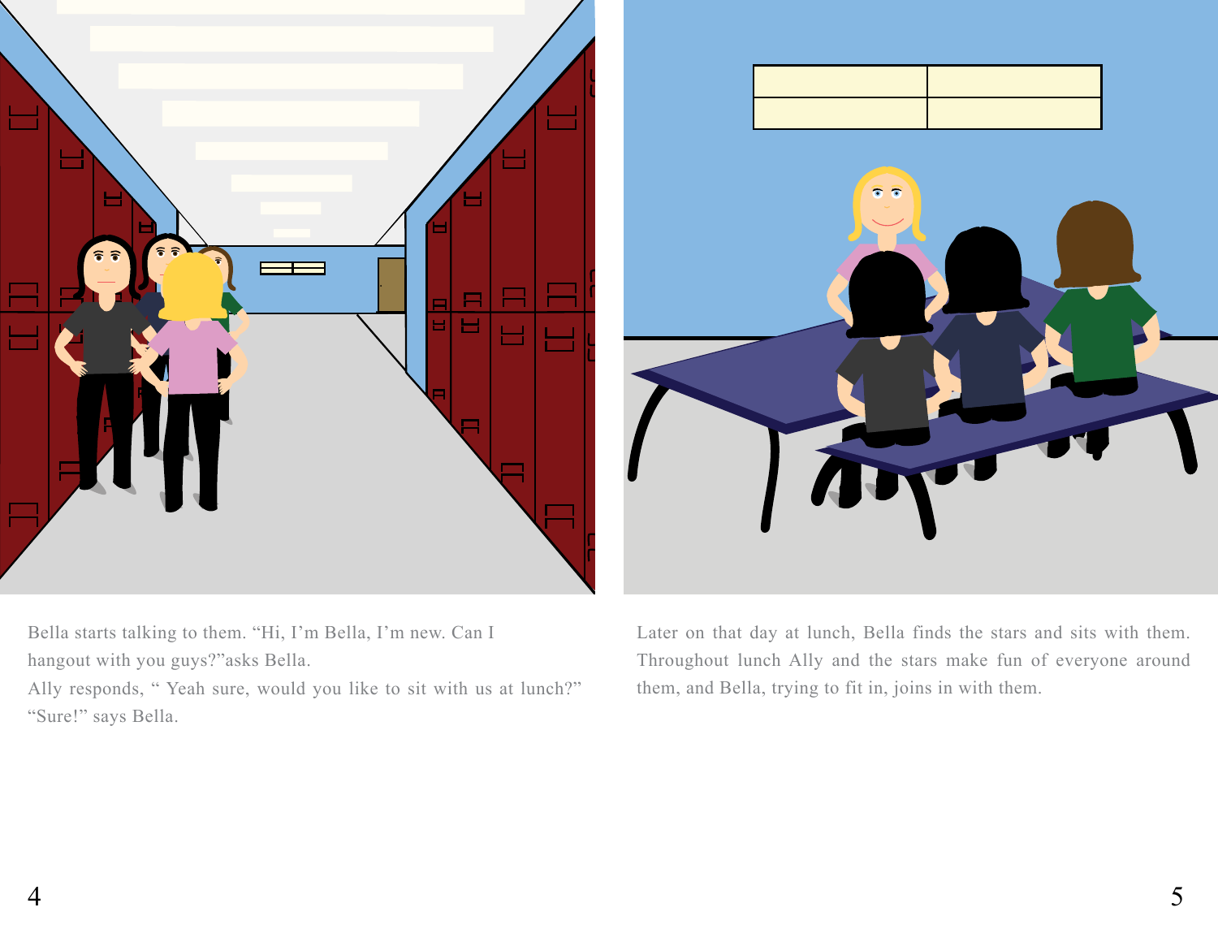Bella starts talking to them. “Hi, I’m Bella, I’m new. Can I hangout with you guys?”asks Bella.
Ally responds, “ Yeah sure, would you like to sit with us at lunch?”
“Sure!” says Bella.

Later on that day at lunch, Bella finds the stars and sits with them. Throughout lunch Ally and the stars make fun of everyone around them, and Bella, trying to fit in, joins in with them.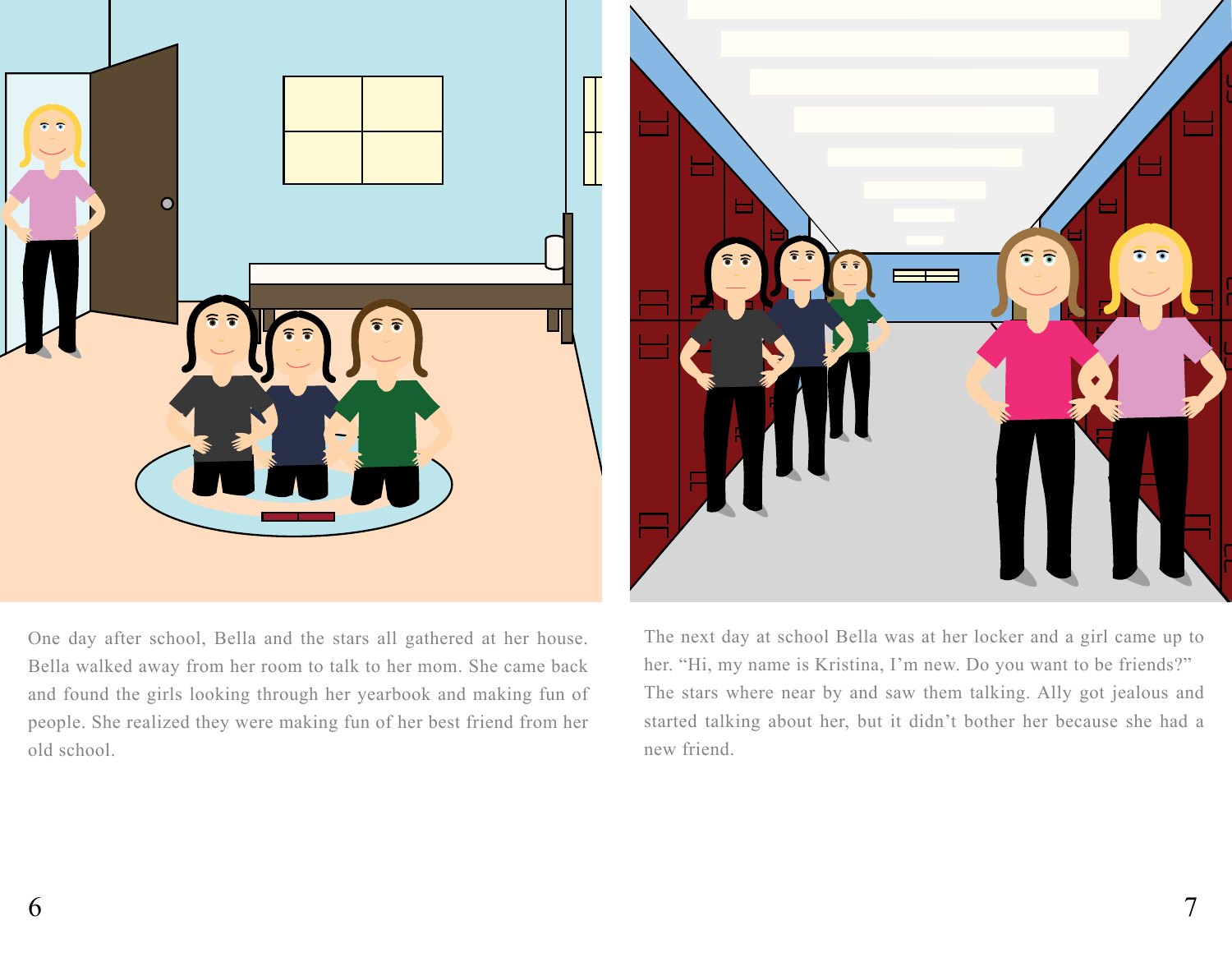One day after school, Bella and the stars all gathered at her house. Bella walked away from her room to talk to her mom. She came back and found the girls looking through her yearbook and making fun of people. She realized they were making fun of her best friend from her old school.

The next day at school Bella was at her locker and a girl came up to her. “Hi, my name is Kristina, I’m new. Do you want to be friends?” The stars where near by and saw them talking. Ally got jealous and started talking about her, but it didn’t bother her because she had a new friend.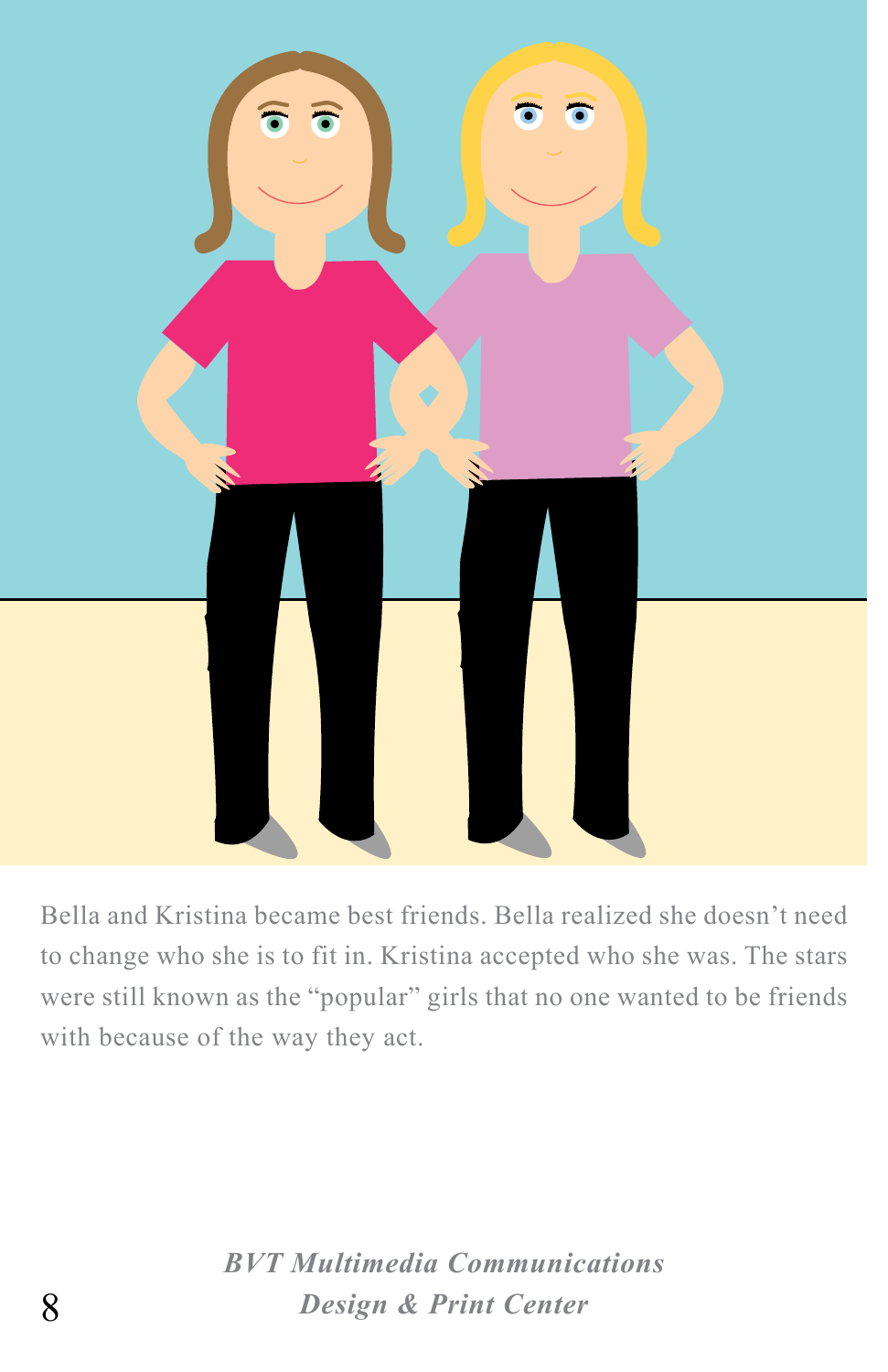Bella and Kristina became best friends. Bella realized she doesn't need to change who she is to fit in. Kristina accepted who she was. The stars were still known as the "popular" girls that no one wanted to be friends with because of the way they act.

***BVT Multimedia Communications Design & Print Center***